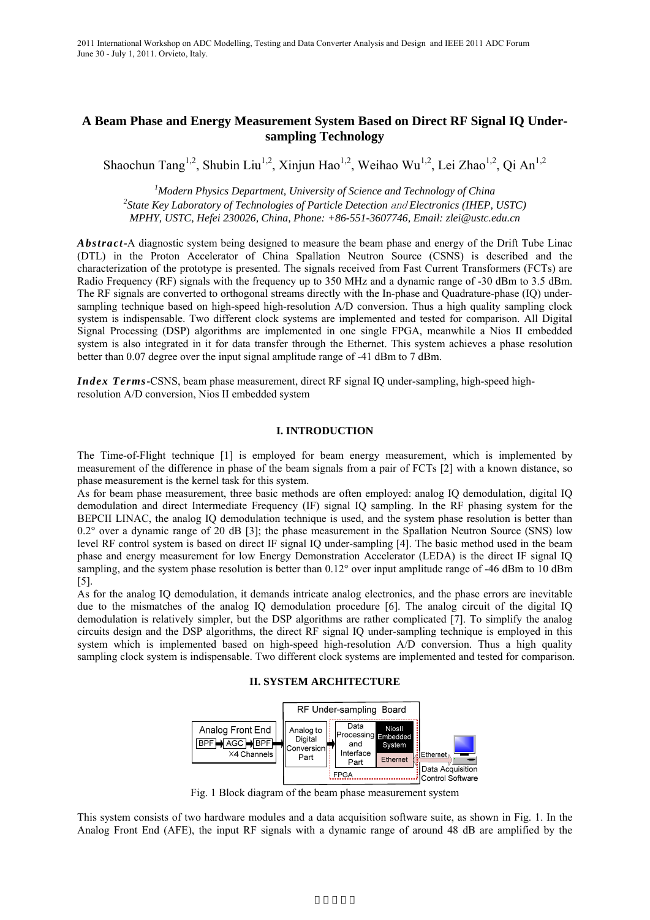# A Beam Phase and Energy Measurement System Based on Direct RF Signal IQ Under-sampling Technology

Shaochun Tang[1,2], Shubin Liu[1,2], Xinjun Hao[1,2], Weihao Wu[1,2], Lei Zhao[1,2], Qi An[1,2]

[1]*Modern Physics Department, University of Science and Technology of China*
[2]*State Key Laboratory of Technologies of Particle Detection and Electronics (IHEP, USTC)*
*MPHY, USTC, Hefei 230026, China, Phone: +86-551-3607746, Email: zlei@ustc.edu.cn*

***Abstract*****-**A diagnostic system being designed to measure the beam phase and energy of the Drift Tube Linac (DTL) in the Proton Accelerator of China Spallation Neutron Source (CSNS) is described and the characterization of the prototype is presented. The signals received from Fast Current Transformers (FCTs) are Radio Frequency (RF) signals with the frequency up to 350 MHz and a dynamic range of -30 dBm to 3.5 dBm. The RF signals are converted to orthogonal streams directly with the In-phase and Quadrature-phase (IQ) under-sampling technique based on high-speed high-resolution A/D conversion. Thus a high quality sampling clock system is indispensable. Two different clock systems are implemented and tested for comparison. All Digital Signal Processing (DSP) algorithms are implemented in one single FPGA, meanwhile a Nios II embedded system is also integrated in it for data transfer through the Ethernet. This system achieves a phase resolution better than 0.07 degree over the input signal amplitude range of -41 dBm to 7 dBm.

***Index Terms*****-**CSNS, beam phase measurement, direct RF signal IQ under-sampling, high-speed high-resolution A/D conversion, Nios II embedded system

## I. INTRODUCTION

The Time-of-Flight technique [1] is employed for beam energy measurement, which is implemented by measurement of the difference in phase of the beam signals from a pair of FCTs [2] with a known distance, so phase measurement is the kernel task for this system.

As for beam phase measurement, three basic methods are often employed: analog IQ demodulation, digital IQ demodulation and direct Intermediate Frequency (IF) signal IQ sampling. In the RF phasing system for the BEPCII LINAC, the analog IQ demodulation technique is used, and the system phase resolution is better than 0.2° over a dynamic range of 20 dB [3]; the phase measurement in the Spallation Neutron Source (SNS) low level RF control system is based on direct IF signal IQ under-sampling [4]. The basic method used in the beam phase and energy measurement for low Energy Demonstration Accelerator (LEDA) is the direct IF signal IQ sampling, and the system phase resolution is better than 0.12° over input amplitude range of -46 dBm to 10 dBm [5].

As for the analog IQ demodulation, it demands intricate analog electronics, and the phase errors are inevitable due to the mismatches of the analog IQ demodulation procedure [6]. The analog circuit of the digital IQ demodulation is relatively simpler, but the DSP algorithms are rather complicated [7]. To simplify the analog circuits design and the DSP algorithms, the direct RF signal IQ under-sampling technique is employed in this system which is implemented based on high-speed high-resolution A/D conversion. Thus a high quality sampling clock system is indispensable. Two different clock systems are implemented and tested for comparison.

## II. SYSTEM ARCHITECTURE

Fig. 1 Block diagram of the beam phase measurement system

This system consists of two hardware modules and a data acquisition software suite, as shown in Fig. 1. In the Analog Front End (AFE), the input RF signals with a dynamic range of around 48 dB are amplified by the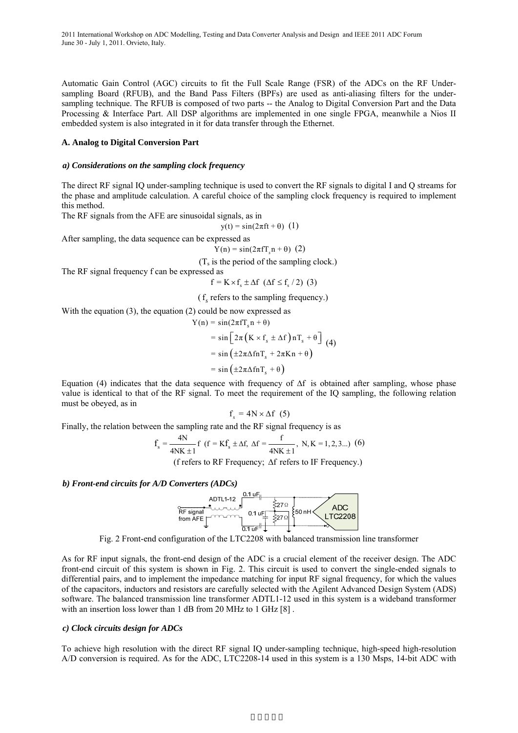Automatic Gain Control (AGC) circuits to fit the Full Scale Range (FSR) of the ADCs on the RF Under-sampling Board (RFUB), and the Band Pass Filters (BPFs) are used as anti-aliasing filters for the under-sampling technique. The RFUB is composed of two parts -- the Analog to Digital Conversion Part and the Data Processing & Interface Part. All DSP algorithms are implemented in one single FPGA, meanwhile a Nios II embedded system is also integrated in it for data transfer through the Ethernet.

### A. Analog to Digital Conversion Part

#### *a) Considerations on the sampling clock frequency*

The direct RF signal IQ under-sampling technique is used to convert the RF signals to digital I and Q streams for the phase and amplitude calculation. A careful choice of the sampling clock frequency is required to implement this method.

The RF signals from the AFE are sinusoidal signals, as in

$$y(t) = \sin(2\pi f t + \theta) \quad (1)$$

After sampling, the data sequence can be expressed as

$$Y(n) = \sin(2\pi f T_s n + \theta) \quad (2)$$

($T_s$ is the period of the sampling clock.)

The RF signal frequency f can be expressed as

$$f = K \times f_s \pm \Delta f \quad (\Delta f \le f_s / 2) \quad (3)$$

($f_s$ refers to the sampling frequency.)

With the equation (3), the equation (2) could be now expressed as

$$\begin{aligned} Y(n) &= \sin(2\pi f T_s n + \theta) \\ &= \sin\left[2\pi\left(K \times f_s \pm \Delta f\right) n T_s + \theta\right] \\ &= \sin\left(\pm 2\pi \Delta f n T_s + 2\pi K n + \theta\right) \\ &= \sin\left(\pm 2\pi \Delta f n T_s + \theta\right) \end{aligned} \quad (4)$$

Equation (4) indicates that the data sequence with frequency of $\Delta f$ is obtained after sampling, whose phase value is identical to that of the RF signal. To meet the requirement of the IQ sampling, the following relation must be obeyed, as in

$$f_s = 4N \times \Delta f \quad (5)$$

Finally, the relation between the sampling rate and the RF signal frequency is as

$$f_s = \frac{4N}{4NK \pm 1} f \quad \left(f = Kf_s \pm \Delta f,\ \Delta f = \frac{f}{4NK \pm 1},\ N, K = 1, 2, 3...\right) \quad (6)$$

(f refers to RF Frequency; $\Delta f$ refers to IF Frequency.)

#### *b) Front-end circuits for A/D Converters (ADCs)*

Fig. 2 Front-end configuration of the LTC2208 with balanced transmission line transformer

As for RF input signals, the front-end design of the ADC is a crucial element of the receiver design. The ADC front-end circuit of this system is shown in Fig. 2. This circuit is used to convert the single-ended signals to differential pairs, and to implement the impedance matching for input RF signal frequency, for which the values of the capacitors, inductors and resistors are carefully selected with the Agilent Advanced Design System (ADS) software. The balanced transmission line transformer ADTL1-12 used in this system is a wideband transformer with an insertion loss lower than 1 dB from 20 MHz to 1 GHz [8] .

#### *c) Clock circuits design for ADCs*

To achieve high resolution with the direct RF signal IQ under-sampling technique, high-speed high-resolution A/D conversion is required. As for the ADC, LTC2208-14 used in this system is a 130 Msps, 14-bit ADC with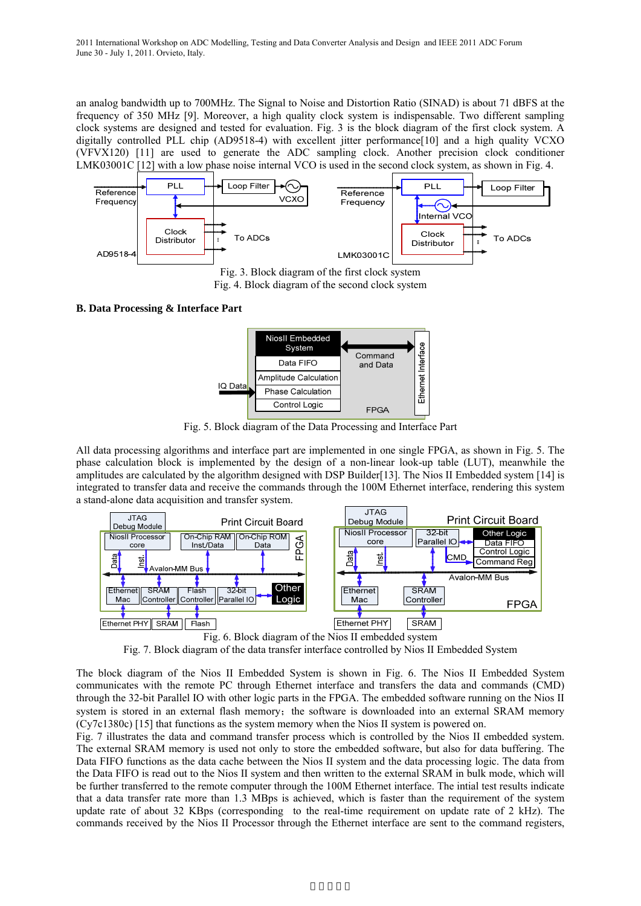an analog bandwidth up to 700MHz. The Signal to Noise and Distortion Ratio (SINAD) is about 71 dBFS at the frequency of 350 MHz [9]. Moreover, a high quality clock system is indispensable. Two different sampling clock systems are designed and tested for evaluation. Fig. 3 is the block diagram of the first clock system. A digitally controlled PLL chip (AD9518-4) with excellent jitter performance[10] and a high quality VCXO (VFVX120) [11] are used to generate the ADC sampling clock. Another precision clock conditioner LMK03001C [12] with a low phase noise internal VCO is used in the second clock system, as shown in Fig. 4.

Fig. 3. Block diagram of the first clock system

Fig. 4. Block diagram of the second clock system

### B. Data Processing & Interface Part

Fig. 5. Block diagram of the Data Processing and Interface Part

All data processing algorithms and interface part are implemented in one single FPGA, as shown in Fig. 5. The phase calculation block is implemented by the design of a non-linear look-up table (LUT), meanwhile the amplitudes are calculated by the algorithm designed with DSP Builder[13]. The Nios II Embedded system [14] is integrated to transfer data and receive the commands through the 100M Ethernet interface, rendering this system a stand-alone data acquisition and transfer system.

Fig. 6. Block diagram of the Nios II embedded system

Fig. 7. Block diagram of the data transfer interface controlled by Nios II Embedded System

The block diagram of the Nios II Embedded System is shown in Fig. 6. The Nios II Embedded System communicates with the remote PC through Ethernet interface and transfers the data and commands (CMD) through the 32-bit Parallel IO with other logic parts in the FPGA. The embedded software running on the Nios II system is stored in an external flash memory; the software is downloaded into an external SRAM memory (Cy7c1380c) [15] that functions as the system memory when the Nios II system is powered on.

Fig. 7 illustrates the data and command transfer process which is controlled by the Nios II embedded system. The external SRAM memory is used not only to store the embedded software, but also for data buffering. The Data FIFO functions as the data cache between the Nios II system and the data processing logic. The data from the Data FIFO is read out to the Nios II system and then written to the external SRAM in bulk mode, which will be further transferred to the remote computer through the 100M Ethernet interface. The intial test results indicate that a data transfer rate more than 1.3 MBps is achieved, which is faster than the requirement of the system update rate of about 32 KBps (corresponding to the real-time requirement on update rate of 2 kHz). The commands received by the Nios II Processor through the Ethernet interface are sent to the command registers,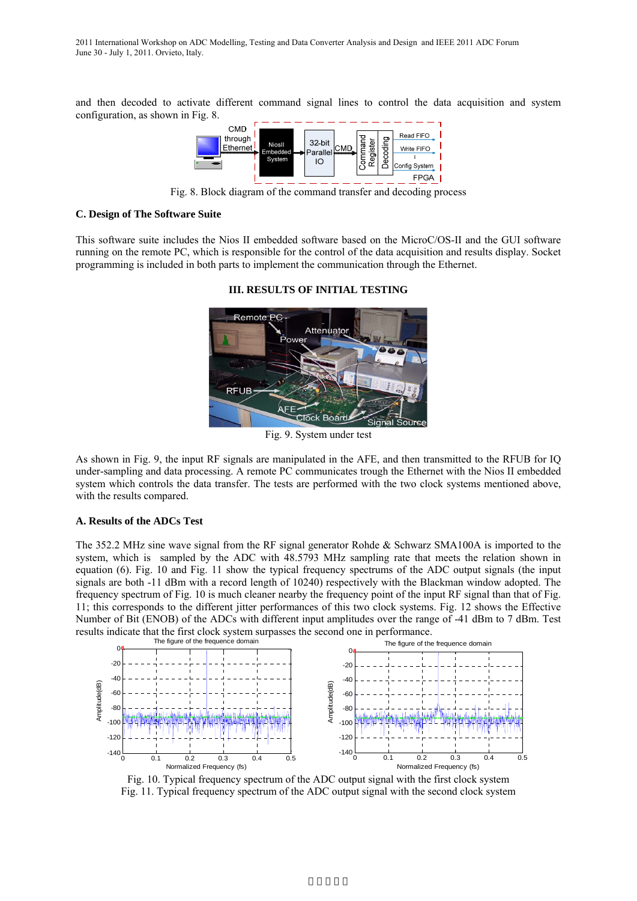and then decoded to activate different command signal lines to control the data acquisition and system configuration, as shown in Fig. 8.

Fig. 8. Block diagram of the command transfer and decoding process

### C. Design of The Software Suite

This software suite includes the Nios II embedded software based on the MicroC/OS-II and the GUI software running on the remote PC, which is responsible for the control of the data acquisition and results display. Socket programming is included in both parts to implement the communication through the Ethernet.

## III. RESULTS OF INITIAL TESTING

Fig. 9. System under test

As shown in Fig. 9, the input RF signals are manipulated in the AFE, and then transmitted to the RFUB for IQ under-sampling and data processing. A remote PC communicates trough the Ethernet with the Nios II embedded system which controls the data transfer. The tests are performed with the two clock systems mentioned above, with the results compared.

### A. Results of the ADCs Test

The 352.2 MHz sine wave signal from the RF signal generator Rohde & Schwarz SMA100A is imported to the system, which is sampled by the ADC with 48.5793 MHz sampling rate that meets the relation shown in equation (6). Fig. 10 and Fig. 11 show the typical frequency spectrums of the ADC output signals (the input signals are both -11 dBm with a record length of 10240) respectively with the Blackman window adopted. The frequency spectrum of Fig. 10 is much cleaner nearby the frequency point of the input RF signal than that of Fig. 11; this corresponds to the different jitter performances of this two clock systems. Fig. 12 shows the Effective Number of Bit (ENOB) of the ADCs with different input amplitudes over the range of -41 dBm to 7 dBm. Test results indicate that the first clock system surpasses the second one in performance.

Fig. 10. Typical frequency spectrum of the ADC output signal with the first clock system

Fig. 11. Typical frequency spectrum of the ADC output signal with the second clock system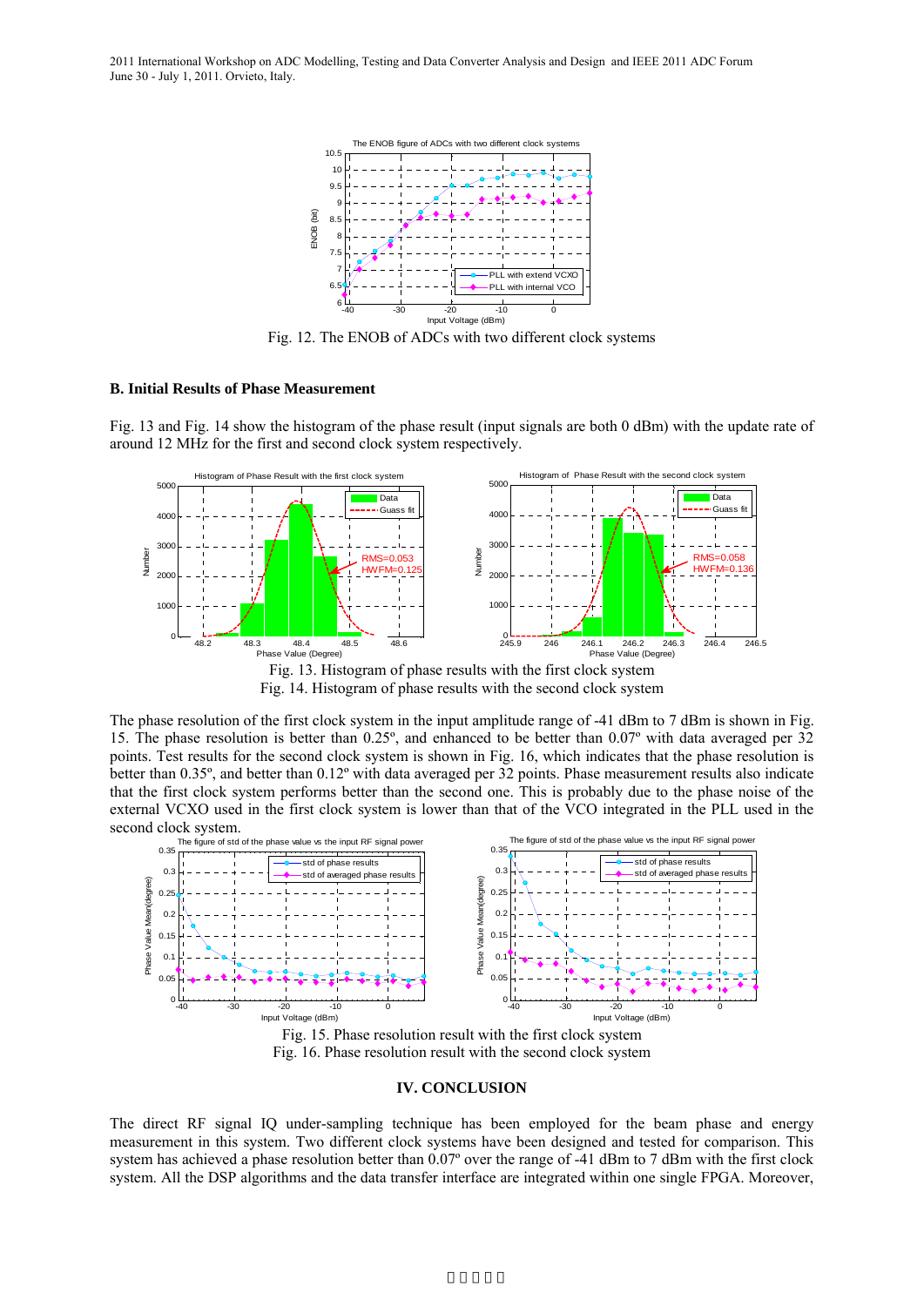Fig. 12. The ENOB of ADCs with two different clock systems

### B. Initial Results of Phase Measurement

Fig. 13 and Fig. 14 show the histogram of the phase result (input signals are both 0 dBm) with the update rate of around 12 MHz for the first and second clock system respectively.

Fig. 13. Histogram of phase results with the first clock system

Fig. 14. Histogram of phase results with the second clock system

The phase resolution of the first clock system in the input amplitude range of -41 dBm to 7 dBm is shown in Fig. 15. The phase resolution is better than 0.25º, and enhanced to be better than 0.07º with data averaged per 32 points. Test results for the second clock system is shown in Fig. 16, which indicates that the phase resolution is better than 0.35º, and better than 0.12º with data averaged per 32 points. Phase measurement results also indicate that the first clock system performs better than the second one. This is probably due to the phase noise of the external VCXO used in the first clock system is lower than that of the VCO integrated in the PLL used in the second clock system.

Fig. 15. Phase resolution result with the first clock system

Fig. 16. Phase resolution result with the second clock system

## IV. CONCLUSION

The direct RF signal IQ under-sampling technique has been employed for the beam phase and energy measurement in this system. Two different clock systems have been designed and tested for comparison. This system has achieved a phase resolution better than 0.07º over the range of -41 dBm to 7 dBm with the first clock system. All the DSP algorithms and the data transfer interface are integrated within one single FPGA. Moreover,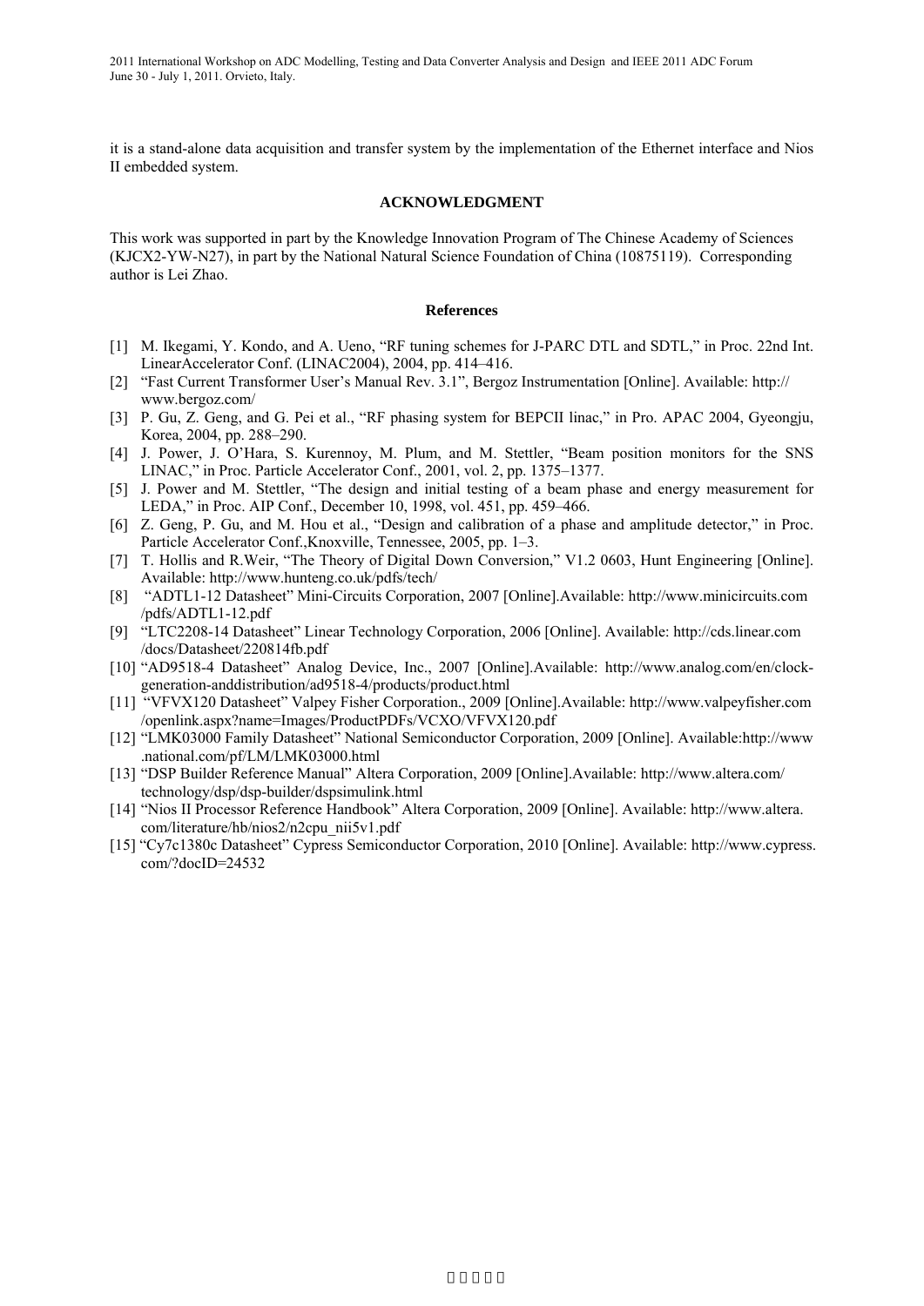it is a stand-alone data acquisition and transfer system by the implementation of the Ethernet interface and Nios II embedded system.

### ACKNOWLEDGMENT

This work was supported in part by the Knowledge Innovation Program of The Chinese Academy of Sciences (KJCX2-YW-N27), in part by the National Natural Science Foundation of China (10875119). Corresponding author is Lei Zhao.

### References

[1] M. Ikegami, Y. Kondo, and A. Ueno, "RF tuning schemes for J-PARC DTL and SDTL," in Proc. 22nd Int. LinearAccelerator Conf. (LINAC2004), 2004, pp. 414–416.

[2] "Fast Current Transformer User's Manual Rev. 3.1", Bergoz Instrumentation [Online]. Available: http:// www.bergoz.com/

[3] P. Gu, Z. Geng, and G. Pei et al., "RF phasing system for BEPCII linac," in Pro. APAC 2004, Gyeongju, Korea, 2004, pp. 288–290.

[4] J. Power, J. O'Hara, S. Kurennoy, M. Plum, and M. Stettler, "Beam position monitors for the SNS LINAC," in Proc. Particle Accelerator Conf., 2001, vol. 2, pp. 1375–1377.

[5] J. Power and M. Stettler, "The design and initial testing of a beam phase and energy measurement for LEDA," in Proc. AIP Conf., December 10, 1998, vol. 451, pp. 459–466.

[6] Z. Geng, P. Gu, and M. Hou et al., "Design and calibration of a phase and amplitude detector," in Proc. Particle Accelerator Conf.,Knoxville, Tennessee, 2005, pp. 1–3.

[7] T. Hollis and R.Weir, "The Theory of Digital Down Conversion," V1.2 0603, Hunt Engineering [Online]. Available: http://www.hunteng.co.uk/pdfs/tech/

[8] "ADTL1-12 Datasheet" Mini-Circuits Corporation, 2007 [Online].Available: http://www.minicircuits.com /pdfs/ADTL1-12.pdf

[9] "LTC2208-14 Datasheet" Linear Technology Corporation, 2006 [Online]. Available: http://cds.linear.com /docs/Datasheet/220814fb.pdf

[10] "AD9518-4 Datasheet" Analog Device, Inc., 2007 [Online].Available: http://www.analog.com/en/clock-generation-anddistribution/ad9518-4/products/product.html

[11] "VFVX120 Datasheet" Valpey Fisher Corporation., 2009 [Online].Available: http://www.valpeyfisher.com /openlink.aspx?name=Images/ProductPDFs/VCXO/VFVX120.pdf

[12] "LMK03000 Family Datasheet" National Semiconductor Corporation, 2009 [Online]. Available:http://www .national.com/pf/LM/LMK03000.html

[13] "DSP Builder Reference Manual" Altera Corporation, 2009 [Online].Available: http://www.altera.com/ technology/dsp/dsp-builder/dspsimulink.html

[14] "Nios II Processor Reference Handbook" Altera Corporation, 2009 [Online]. Available: http://www.altera. com/literature/hb/nios2/n2cpu_nii5v1.pdf

[15] "Cy7c1380c Datasheet" Cypress Semiconductor Corporation, 2010 [Online]. Available: http://www.cypress. com/?docID=24532